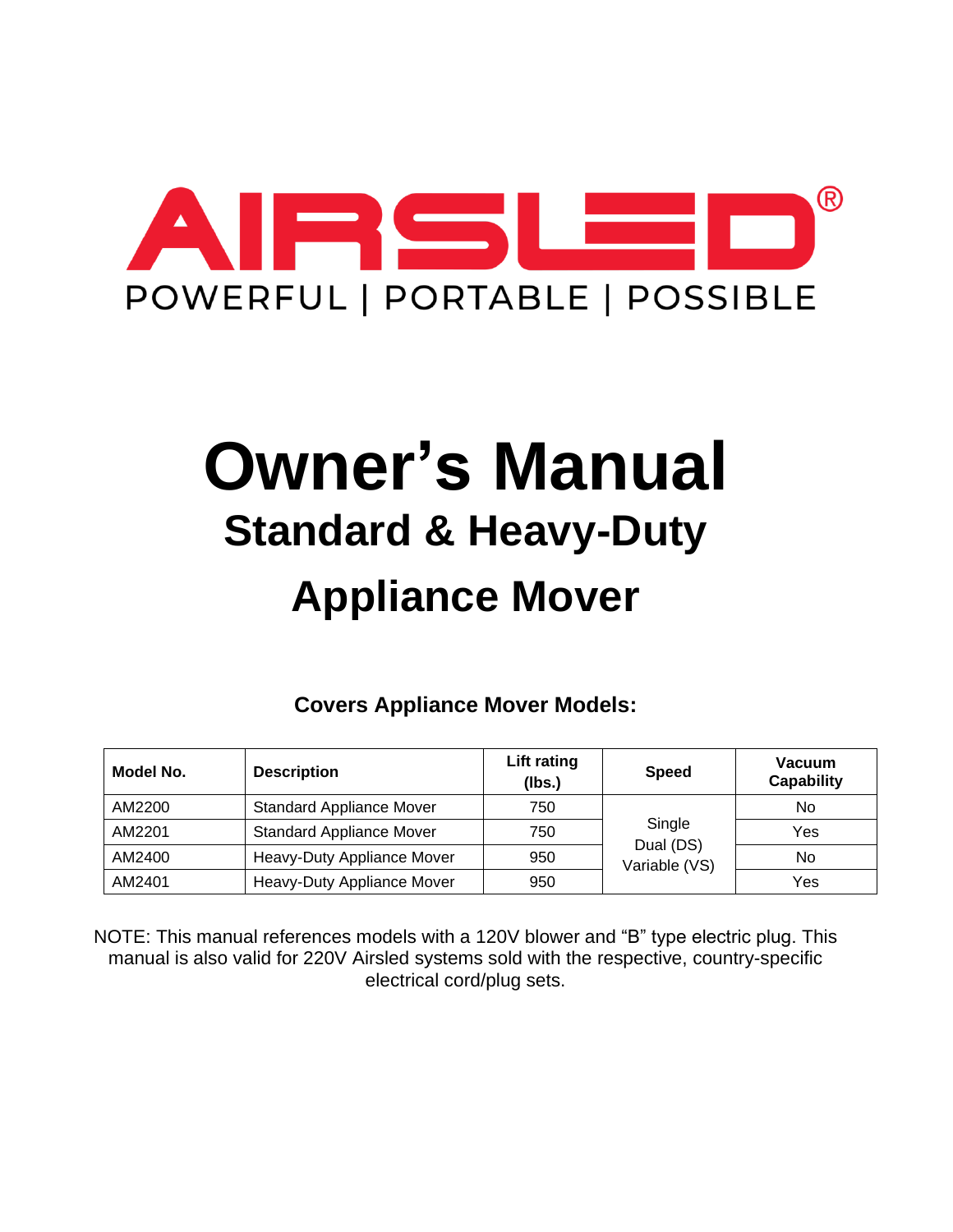AIRSLED®

POWERFUL | PORTABLE | POSSIBLE

# Owner's Manual

## Standard & Heavy-Duty Appliance Mover

**Covers Appliance Mover Models:**

| Model No. | Description | Lift rating (lbs.) | Speed | Vacuum Capability |
|---|---|---|---|---|
| AM2200 | Standard Appliance Mover | 750 | Single<br>Dual (DS)<br>Variable (VS) | No |
| AM2201 | Standard Appliance Mover | 750 | | Yes |
| AM2400 | Heavy-Duty Appliance Mover | 950 | | No |
| AM2401 | Heavy-Duty Appliance Mover | 950 | | Yes |

NOTE: This manual references models with a 120V blower and "B" type electric plug. This manual is also valid for 220V Airsled systems sold with the respective, country-specific electrical cord/plug sets.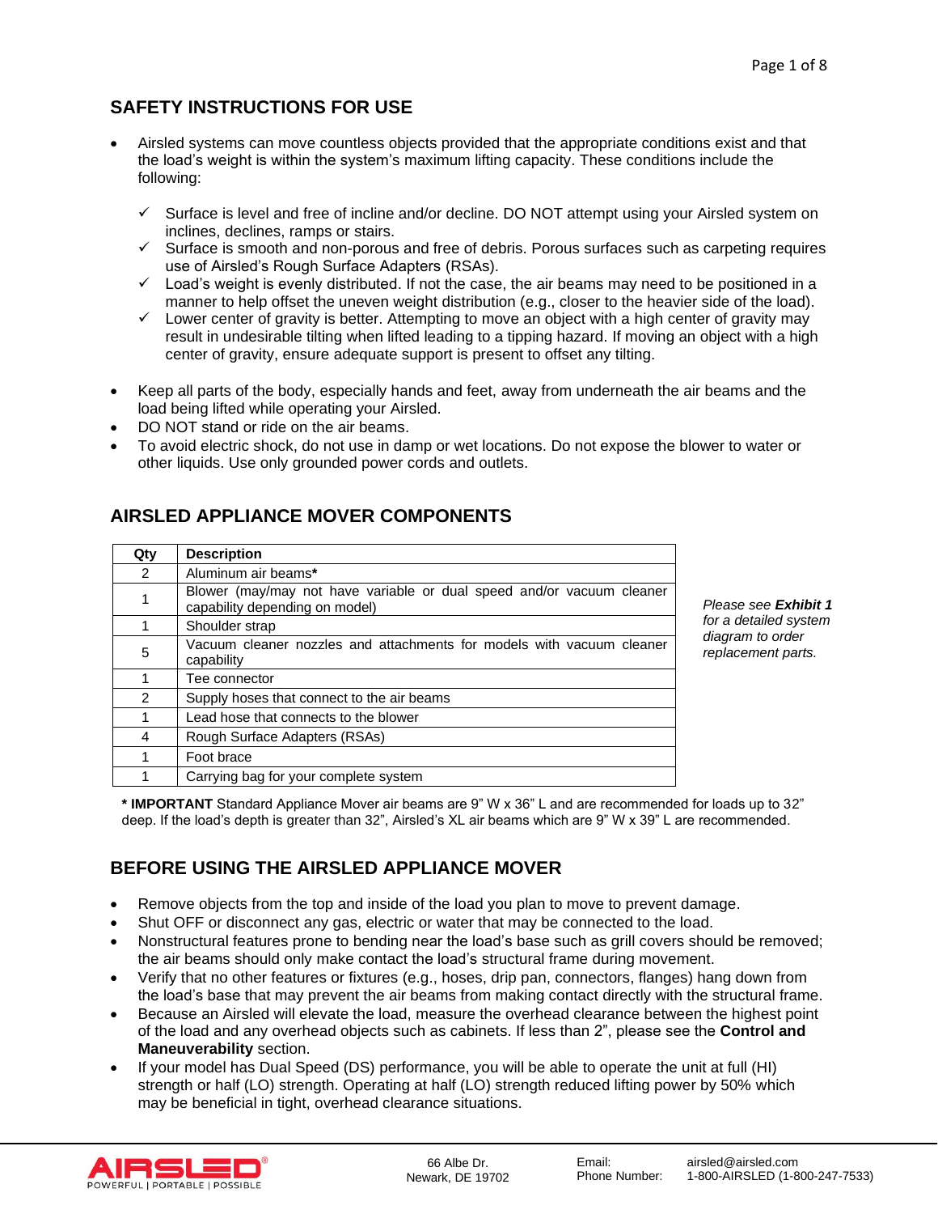## SAFETY INSTRUCTIONS FOR USE

- Airsled systems can move countless objects provided that the appropriate conditions exist and that the load's weight is within the system's maximum lifting capacity. These conditions include the following:
  - ✓ Surface is level and free of incline and/or decline. DO NOT attempt using your Airsled system on inclines, declines, ramps or stairs.
  - ✓ Surface is smooth and non-porous and free of debris. Porous surfaces such as carpeting requires use of Airsled's Rough Surface Adapters (RSAs).
  - ✓ Load's weight is evenly distributed. If not the case, the air beams may need to be positioned in a manner to help offset the uneven weight distribution (e.g., closer to the heavier side of the load).
  - ✓ Lower center of gravity is better. Attempting to move an object with a high center of gravity may result in undesirable tilting when lifted leading to a tipping hazard. If moving an object with a high center of gravity, ensure adequate support is present to offset any tilting.
- Keep all parts of the body, especially hands and feet, away from underneath the air beams and the load being lifted while operating your Airsled.
- DO NOT stand or ride on the air beams.
- To avoid electric shock, do not use in damp or wet locations. Do not expose the blower to water or other liquids. Use only grounded power cords and outlets.

## AIRSLED APPLIANCE MOVER COMPONENTS

| Qty | Description |
|---|---|
| 2 | Aluminum air beams* |
| 1 | Blower (may/may not have variable or dual speed and/or vacuum cleaner capability depending on model) |
| 1 | Shoulder strap |
| 5 | Vacuum cleaner nozzles and attachments for models with vacuum cleaner capability |
| 1 | Tee connector |
| 2 | Supply hoses that connect to the air beams |
| 1 | Lead hose that connects to the blower |
| 4 | Rough Surface Adapters (RSAs) |
| 1 | Foot brace |
| 1 | Carrying bag for your complete system |

*Please see **Exhibit 1** for a detailed system diagram to order replacement parts.*

**\* IMPORTANT** Standard Appliance Mover air beams are 9" W x 36" L and are recommended for loads up to 32" deep. If the load's depth is greater than 32", Airsled's XL air beams which are 9" W x 39" L are recommended.

## BEFORE USING THE AIRSLED APPLIANCE MOVER

- Remove objects from the top and inside of the load you plan to move to prevent damage.
- Shut OFF or disconnect any gas, electric or water that may be connected to the load.
- Nonstructural features prone to bending near the load's base such as grill covers should be removed; the air beams should only make contact the load's structural frame during movement.
- Verify that no other features or fixtures (e.g., hoses, drip pan, connectors, flanges) hang down from the load's base that may prevent the air beams from making contact directly with the structural frame.
- Because an Airsled will elevate the load, measure the overhead clearance between the highest point of the load and any overhead objects such as cabinets. If less than 2", please see the **Control and Maneuverability** section.
- If your model has Dual Speed (DS) performance, you will be able to operate the unit at full (HI) strength or half (LO) strength. Operating at half (LO) strength reduced lifting power by 50% which may be beneficial in tight, overhead clearance situations.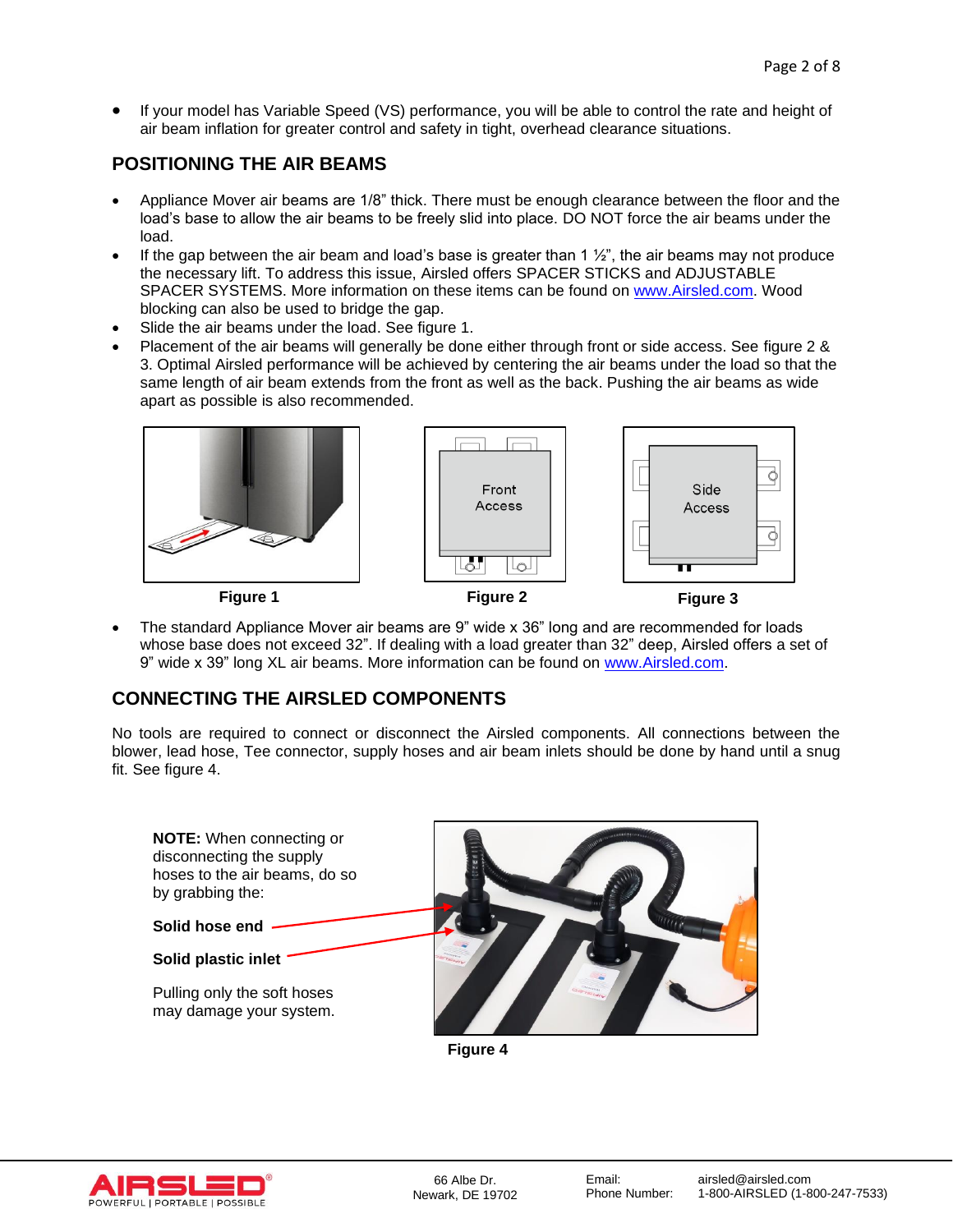- If your model has Variable Speed (VS) performance, you will be able to control the rate and height of air beam inflation for greater control and safety in tight, overhead clearance situations.

## POSITIONING THE AIR BEAMS

- Appliance Mover air beams are 1/8" thick. There must be enough clearance between the floor and the load's base to allow the air beams to be freely slid into place. DO NOT force the air beams under the load.
- If the gap between the air beam and load's base is greater than 1 ½", the air beams may not produce the necessary lift. To address this issue, Airsled offers SPACER STICKS and ADJUSTABLE SPACER SYSTEMS. More information on these items can be found on www.Airsled.com. Wood blocking can also be used to bridge the gap.
- Slide the air beams under the load. See figure 1.
- Placement of the air beams will generally be done either through front or side access. See figure 2 & 3. Optimal Airsled performance will be achieved by centering the air beams under the load so that the same length of air beam extends from the front as well as the back. Pushing the air beams as wide apart as possible is also recommended.

**Figure 1**

Front Access

**Figure 2**

Side Access

**Figure 3**

- The standard Appliance Mover air beams are 9" wide x 36" long and are recommended for loads whose base does not exceed 32". If dealing with a load greater than 32" deep, Airsled offers a set of 9" wide x 39" long XL air beams. More information can be found on www.Airsled.com.

## CONNECTING THE AIRSLED COMPONENTS

No tools are required to connect or disconnect the Airsled components. All connections between the blower, lead hose, Tee connector, supply hoses and air beam inlets should be done by hand until a snug fit. See figure 4.

**NOTE:** When connecting or disconnecting the supply hoses to the air beams, do so by grabbing the:

**Solid hose end**

**Solid plastic inlet**

Pulling only the soft hoses may damage your system.

**Figure 4**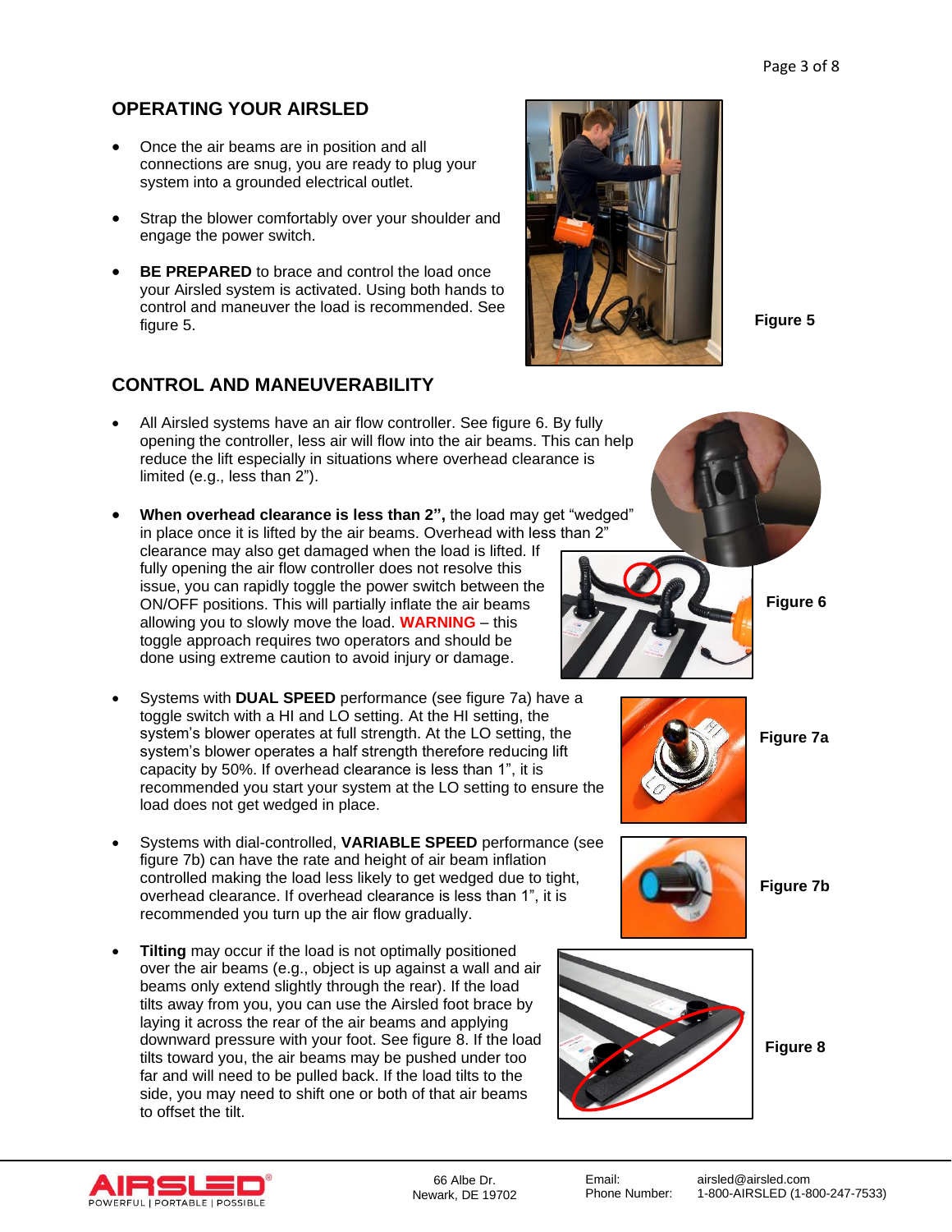## OPERATING YOUR AIRSLED

- Once the air beams are in position and all connections are snug, you are ready to plug your system into a grounded electrical outlet.
- Strap the blower comfortably over your shoulder and engage the power switch.
- **BE PREPARED** to brace and control the load once your Airsled system is activated. Using both hands to control and maneuver the load is recommended. See figure 5.

**Figure 5**

## CONTROL AND MANEUVERABILITY

- All Airsled systems have an air flow controller. See figure 6. By fully opening the controller, less air will flow into the air beams. This can help reduce the lift especially in situations where overhead clearance is limited (e.g., less than 2").
- **When overhead clearance is less than 2",** the load may get "wedged" in place once it is lifted by the air beams. Overhead with less than 2" clearance may also get damaged when the load is lifted. If fully opening the air flow controller does not resolve this issue, you can rapidly toggle the power switch between the ON/OFF positions. This will partially inflate the air beams allowing you to slowly move the load. **WARNING** – this toggle approach requires two operators and should be done using extreme caution to avoid injury or damage.

**Figure 6**

- Systems with **DUAL SPEED** performance (see figure 7a) have a toggle switch with a HI and LO setting. At the HI setting, the system's blower operates at full strength. At the LO setting, the system's blower operates a half strength therefore reducing lift capacity by 50%. If overhead clearance is less than 1", it is recommended you start your system at the LO setting to ensure the load does not get wedged in place.

**Figure 7a**

- Systems with dial-controlled, **VARIABLE SPEED** performance (see figure 7b) can have the rate and height of air beam inflation controlled making the load less likely to get wedged due to tight, overhead clearance. If overhead clearance is less than 1", it is recommended you turn up the air flow gradually.

**Figure 7b**

- **Tilting** may occur if the load is not optimally positioned over the air beams (e.g., object is up against a wall and air beams only extend slightly through the rear). If the load tilts away from you, you can use the Airsled foot brace by laying it across the rear of the air beams and applying downward pressure with your foot. See figure 8. If the load tilts toward you, the air beams may be pushed under too far and will need to be pulled back. If the load tilts to the side, you may need to shift one or both of that air beams to offset the tilt.

**Figure 8**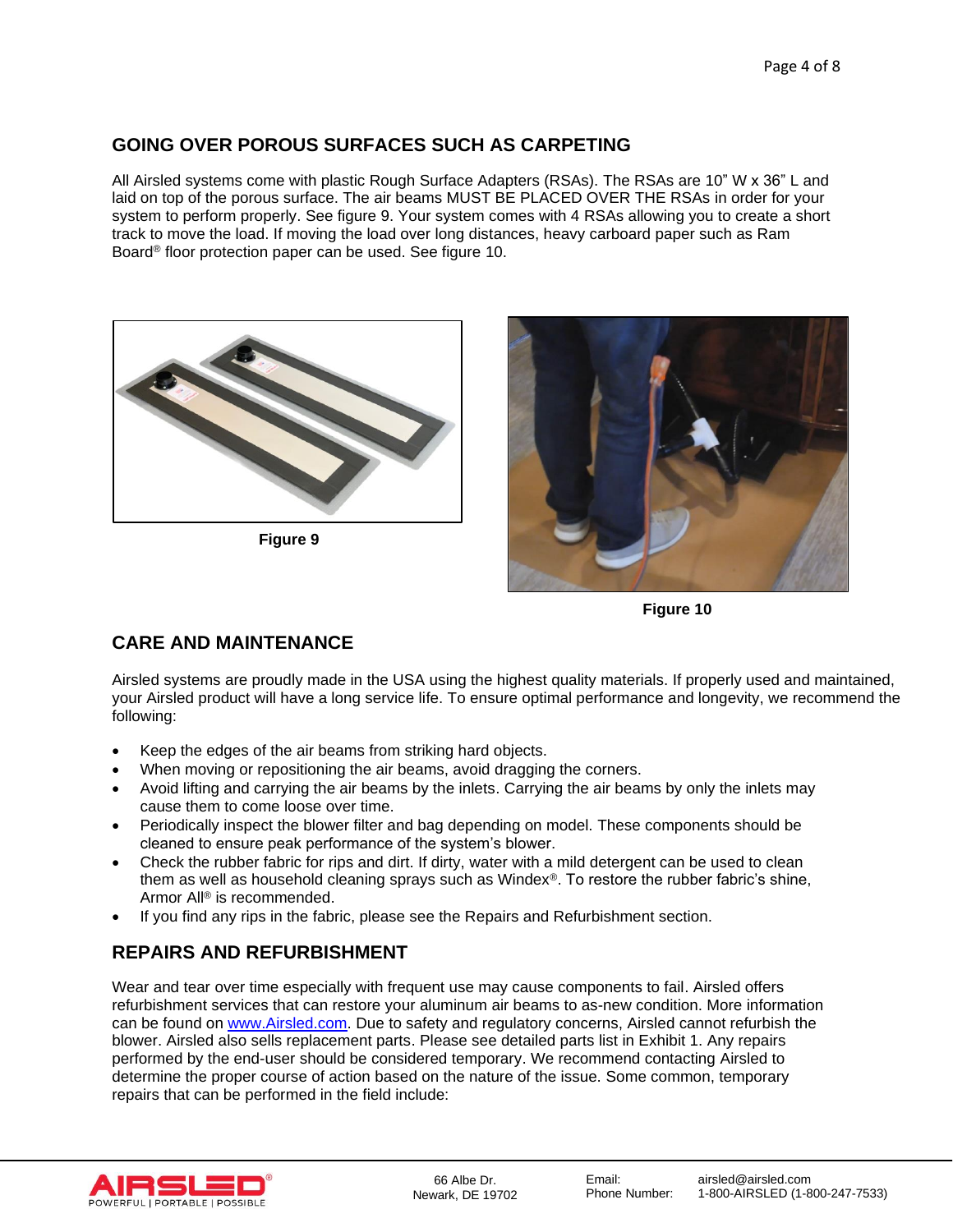## GOING OVER POROUS SURFACES SUCH AS CARPETING

All Airsled systems come with plastic Rough Surface Adapters (RSAs). The RSAs are 10" W x 36" L and laid on top of the porous surface. The air beams MUST BE PLACED OVER THE RSAs in order for your system to perform properly. See figure 9. Your system comes with 4 RSAs allowing you to create a short track to move the load. If moving the load over long distances, heavy carboard paper such as Ram Board® floor protection paper can be used. See figure 10.

**Figure 9**

**Figure 10**

## CARE AND MAINTENANCE

Airsled systems are proudly made in the USA using the highest quality materials. If properly used and maintained, your Airsled product will have a long service life. To ensure optimal performance and longevity, we recommend the following:

- Keep the edges of the air beams from striking hard objects.
- When moving or repositioning the air beams, avoid dragging the corners.
- Avoid lifting and carrying the air beams by the inlets. Carrying the air beams by only the inlets may cause them to come loose over time.
- Periodically inspect the blower filter and bag depending on model. These components should be cleaned to ensure peak performance of the system's blower.
- Check the rubber fabric for rips and dirt. If dirty, water with a mild detergent can be used to clean them as well as household cleaning sprays such as Windex®. To restore the rubber fabric's shine, Armor All® is recommended.
- If you find any rips in the fabric, please see the Repairs and Refurbishment section.

## REPAIRS AND REFURBISHMENT

Wear and tear over time especially with frequent use may cause components to fail. Airsled offers refurbishment services that can restore your aluminum air beams to as-new condition. More information can be found on www.Airsled.com. Due to safety and regulatory concerns, Airsled cannot refurbish the blower. Airsled also sells replacement parts. Please see detailed parts list in Exhibit 1. Any repairs performed by the end-user should be considered temporary. We recommend contacting Airsled to determine the proper course of action based on the nature of the issue. Some common, temporary repairs that can be performed in the field include: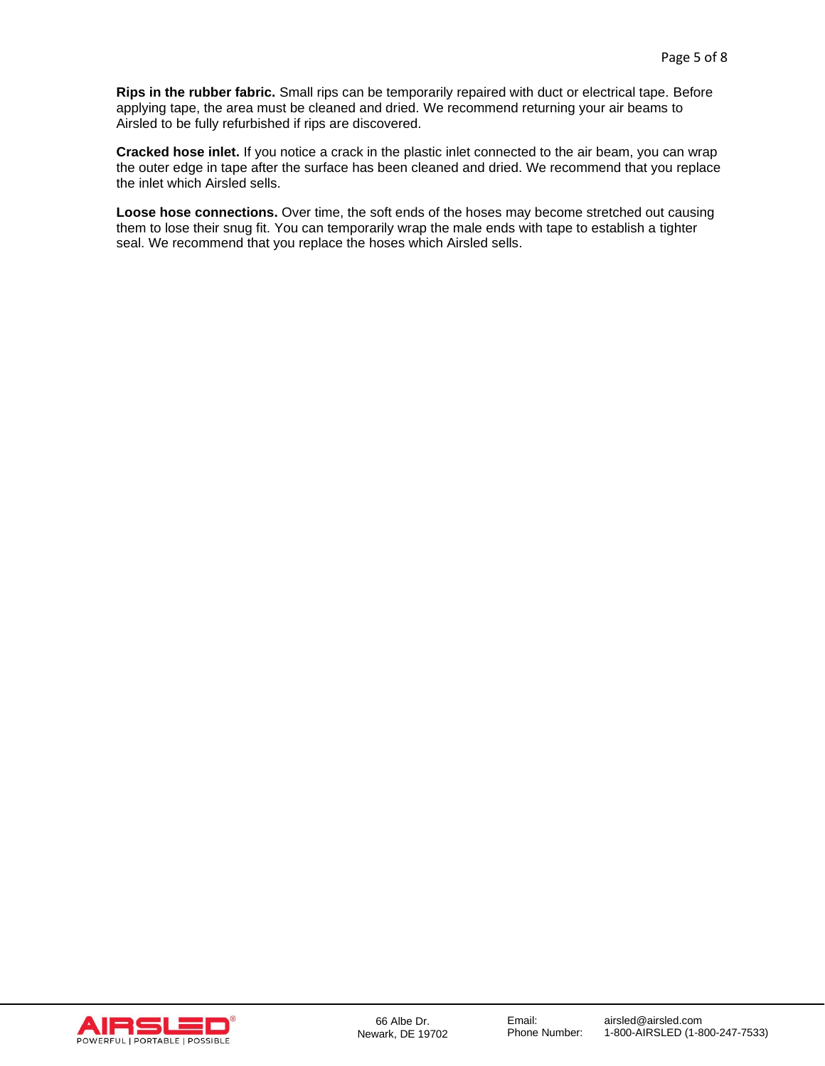**Rips in the rubber fabric.** Small rips can be temporarily repaired with duct or electrical tape. Before applying tape, the area must be cleaned and dried. We recommend returning your air beams to Airsled to be fully refurbished if rips are discovered.

**Cracked hose inlet.** If you notice a crack in the plastic inlet connected to the air beam, you can wrap the outer edge in tape after the surface has been cleaned and dried. We recommend that you replace the inlet which Airsled sells.

**Loose hose connections.** Over time, the soft ends of the hoses may become stretched out causing them to lose their snug fit. You can temporarily wrap the male ends with tape to establish a tighter seal. We recommend that you replace the hoses which Airsled sells.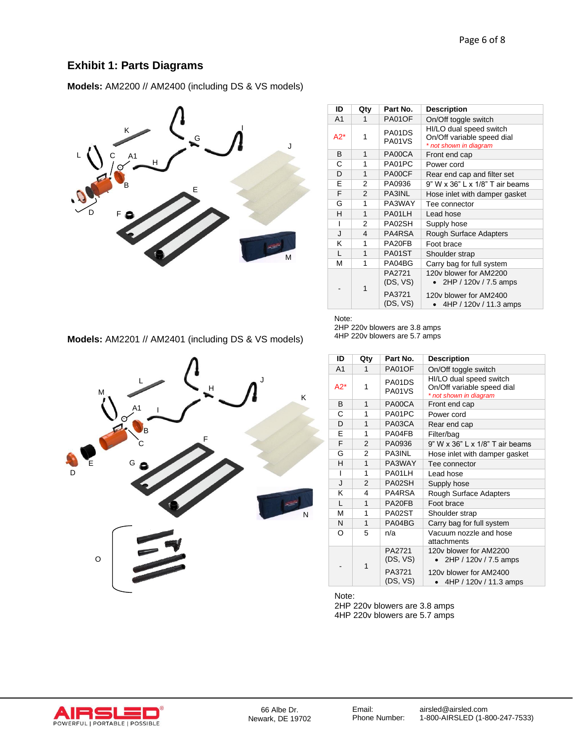## Exhibit 1: Parts Diagrams

**Models:** AM2200 // AM2400 (including DS & VS models)

| ID | Qty | Part No. | Description |
|---|---|---|---|
| A1 | 1 | PA01OF | On/Off toggle switch |
| A2* | 1 | PA01DS<br>PA01VS | HI/LO dual speed switch<br>On/Off variable speed dial<br>* not shown in diagram |
| B | 1 | PA00CA | Front end cap |
| C | 1 | PA01PC | Power cord |
| D | 1 | PA00CF | Rear end cap and filter set |
| E | 2 | PA0936 | 9" W x 36" L x 1/8" T air beams |
| F | 2 | PA3INL | Hose inlet with damper gasket |
| G | 1 | PA3WAY | Tee connector |
| H | 1 | PA01LH | Lead hose |
| I | 2 | PA02SH | Supply hose |
| J | 4 | PA4RSA | Rough Surface Adapters |
| K | 1 | PA20FB | Foot brace |
| L | 1 | PA01ST | Shoulder strap |
| M | 1 | PA04BG | Carry bag for full system |
| - | 1 | PA2721 (DS, VS)<br>PA3721 (DS, VS) | 120v blower for AM2200<br>• 2HP / 120v / 7.5 amps<br>120v blower for AM2400<br>• 4HP / 120v / 11.3 amps |

Note:
2HP 220v blowers are 3.8 amps
4HP 220v blowers are 5.7 amps

**Models:** AM2201 // AM2401 (including DS & VS models)

| ID | Qty | Part No. | Description |
|---|---|---|---|
| A1 | 1 | PA01OF | On/Off toggle switch |
| A2* | 1 | PA01DS<br>PA01VS | HI/LO dual speed switch<br>On/Off variable speed dial<br>* not shown in diagram |
| B | 1 | PA00CA | Front end cap |
| C | 1 | PA01PC | Power cord |
| D | 1 | PA03CA | Rear end cap |
| E | 1 | PA04FB | Filter/bag |
| F | 2 | PA0936 | 9" W x 36" L x 1/8" T air beams |
| G | 2 | PA3INL | Hose inlet with damper gasket |
| H | 1 | PA3WAY | Tee connector |
| I | 1 | PA01LH | Lead hose |
| J | 2 | PA02SH | Supply hose |
| K | 4 | PA4RSA | Rough Surface Adapters |
| L | 1 | PA20FB | Foot brace |
| M | 1 | PA02ST | Shoulder strap |
| N | 1 | PA04BG | Carry bag for full system |
| O | 5 | n/a | Vacuum nozzle and hose attachments |
| - | 1 | PA2721 (DS, VS)<br>PA3721 (DS, VS) | 120v blower for AM2200<br>• 2HP / 120v / 7.5 amps<br>120v blower for AM2400<br>• 4HP / 120v / 11.3 amps |

Note:
2HP 220v blowers are 3.8 amps
4HP 220v blowers are 5.7 amps

AIRSLED®
POWERFUL | PORTABLE | POSSIBLE

66 Albe Dr.
Newark, DE 19702

Email: airsled@airsled.com
Phone Number: 1-800-AIRSLED (1-800-247-7533)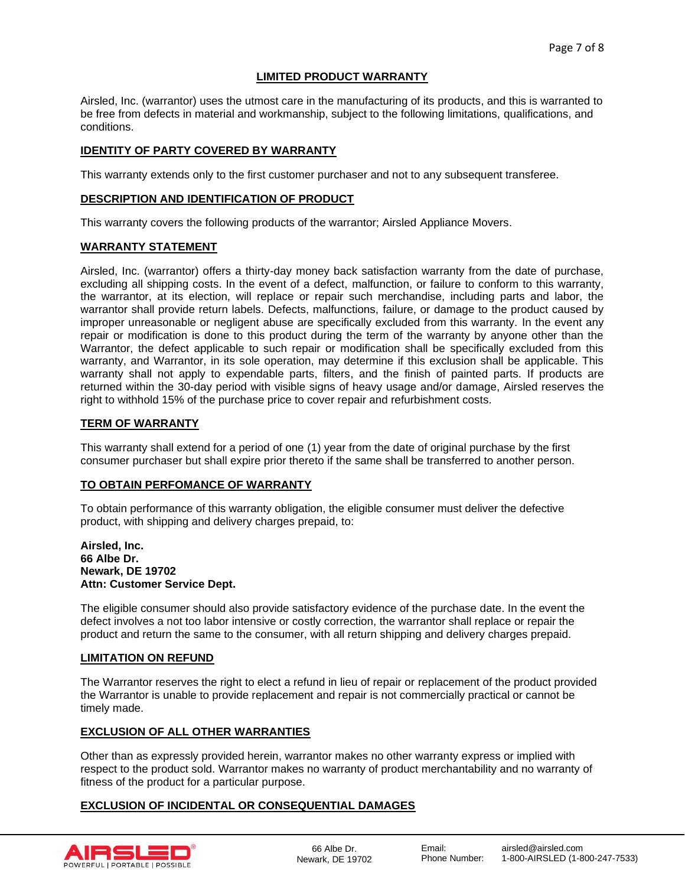## LIMITED PRODUCT WARRANTY

Airsled, Inc. (warrantor) uses the utmost care in the manufacturing of its products, and this is warranted to be free from defects in material and workmanship, subject to the following limitations, qualifications, and conditions.

### IDENTITY OF PARTY COVERED BY WARRANTY

This warranty extends only to the first customer purchaser and not to any subsequent transferee.

### DESCRIPTION AND IDENTIFICATION OF PRODUCT

This warranty covers the following products of the warrantor; Airsled Appliance Movers.

### WARRANTY STATEMENT

Airsled, Inc. (warrantor) offers a thirty-day money back satisfaction warranty from the date of purchase, excluding all shipping costs. In the event of a defect, malfunction, or failure to conform to this warranty, the warrantor, at its election, will replace or repair such merchandise, including parts and labor, the warrantor shall provide return labels. Defects, malfunctions, failure, or damage to the product caused by improper unreasonable or negligent abuse are specifically excluded from this warranty. In the event any repair or modification is done to this product during the term of the warranty by anyone other than the Warrantor, the defect applicable to such repair or modification shall be specifically excluded from this warranty, and Warrantor, in its sole operation, may determine if this exclusion shall be applicable. This warranty shall not apply to expendable parts, filters, and the finish of painted parts. If products are returned within the 30-day period with visible signs of heavy usage and/or damage, Airsled reserves the right to withhold 15% of the purchase price to cover repair and refurbishment costs.

### TERM OF WARRANTY

This warranty shall extend for a period of one (1) year from the date of original purchase by the first consumer purchaser but shall expire prior thereto if the same shall be transferred to another person.

### TO OBTAIN PERFOMANCE OF WARRANTY

To obtain performance of this warranty obligation, the eligible consumer must deliver the defective product, with shipping and delivery charges prepaid, to:

**Airsled, Inc.**
**66 Albe Dr.**
**Newark, DE 19702**
**Attn: Customer Service Dept.**

The eligible consumer should also provide satisfactory evidence of the purchase date. In the event the defect involves a not too labor intensive or costly correction, the warrantor shall replace or repair the product and return the same to the consumer, with all return shipping and delivery charges prepaid.

### LIMITATION ON REFUND

The Warrantor reserves the right to elect a refund in lieu of repair or replacement of the product provided the Warrantor is unable to provide replacement and repair is not commercially practical or cannot be timely made.

### EXCLUSION OF ALL OTHER WARRANTIES

Other than as expressly provided herein, warrantor makes no other warranty express or implied with respect to the product sold. Warrantor makes no warranty of product merchantability and no warranty of fitness of the product for a particular purpose.

### EXCLUSION OF INCIDENTAL OR CONSEQUENTIAL DAMAGES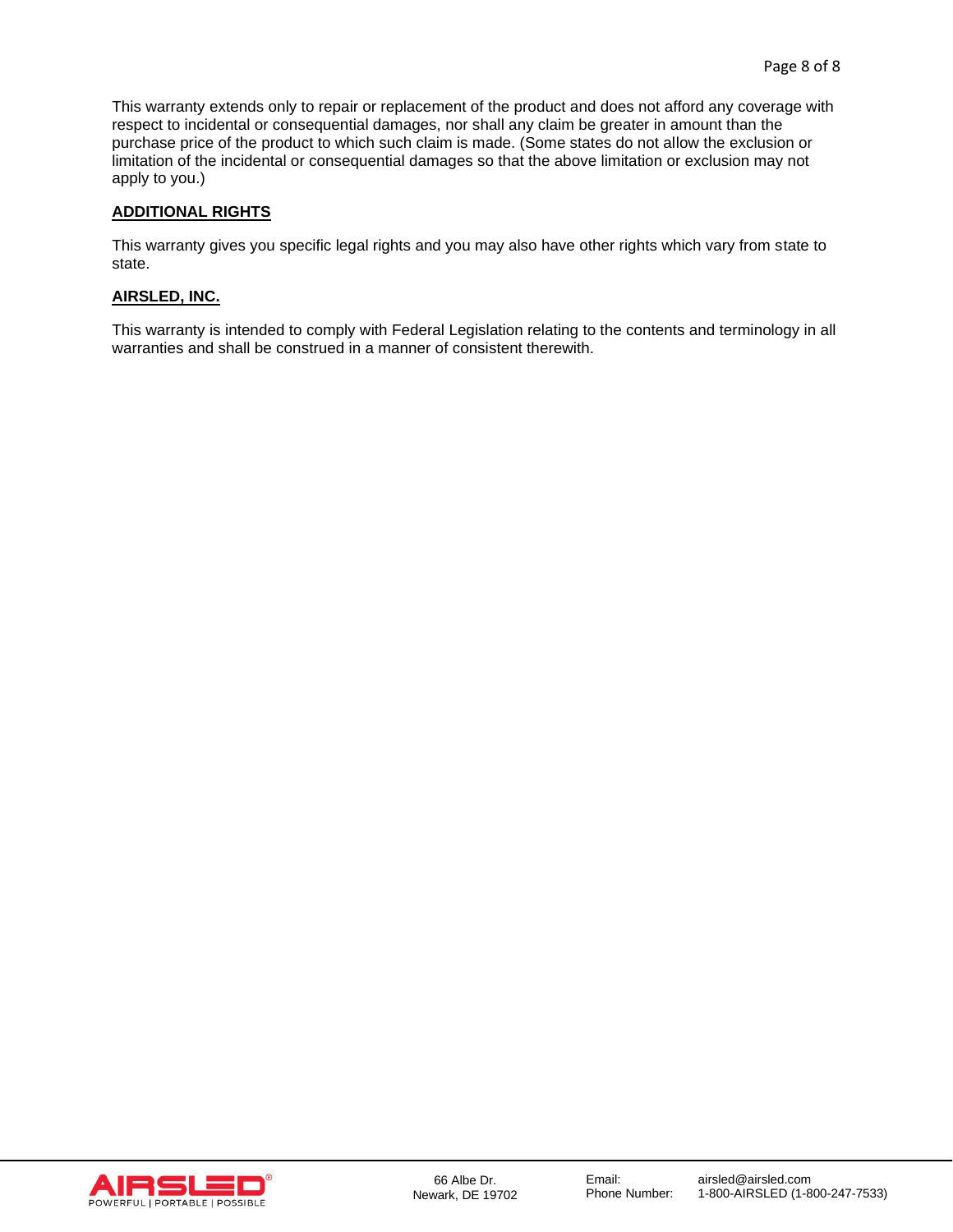This warranty extends only to repair or replacement of the product and does not afford any coverage with respect to incidental or consequential damages, nor shall any claim be greater in amount than the purchase price of the product to which such claim is made. (Some states do not allow the exclusion or limitation of the incidental or consequential damages so that the above limitation or exclusion may not apply to you.)

**ADDITIONAL RIGHTS**

This warranty gives you specific legal rights and you may also have other rights which vary from state to state.

**AIRSLED, INC.**

This warranty is intended to comply with Federal Legislation relating to the contents and terminology in all warranties and shall be construed in a manner of consistent therewith.